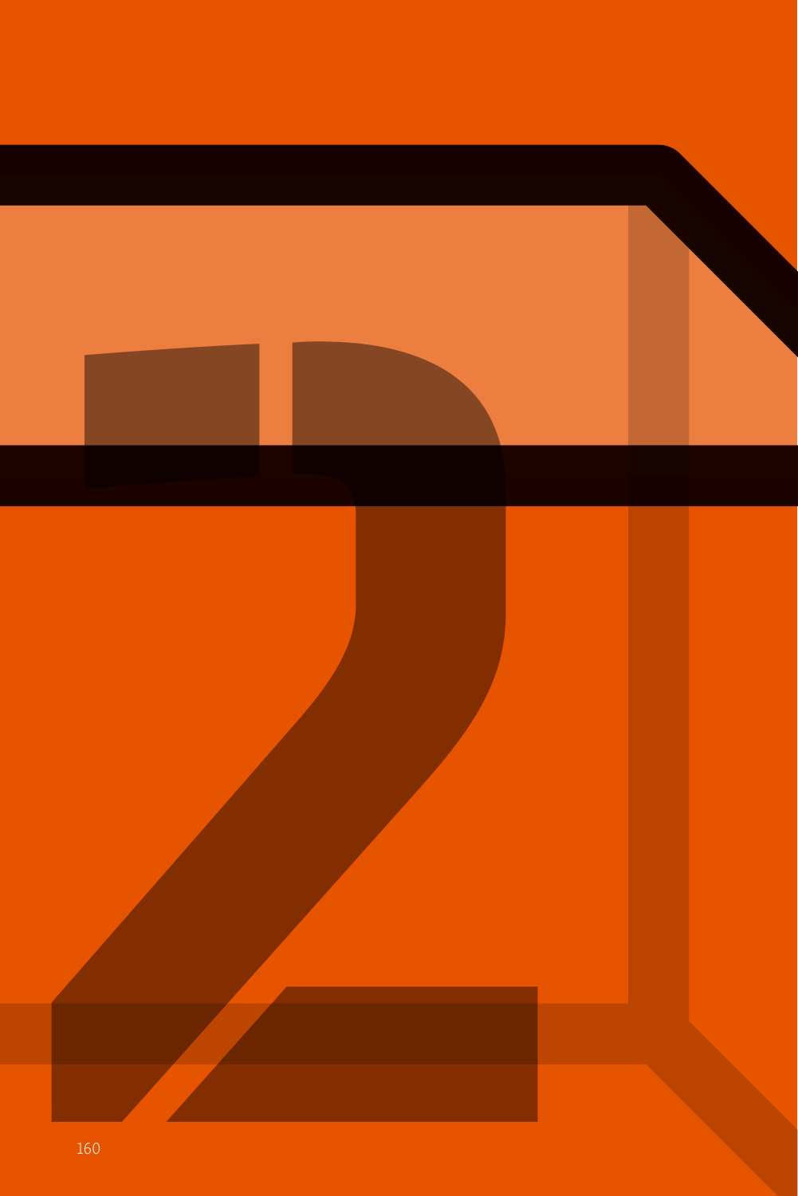# 2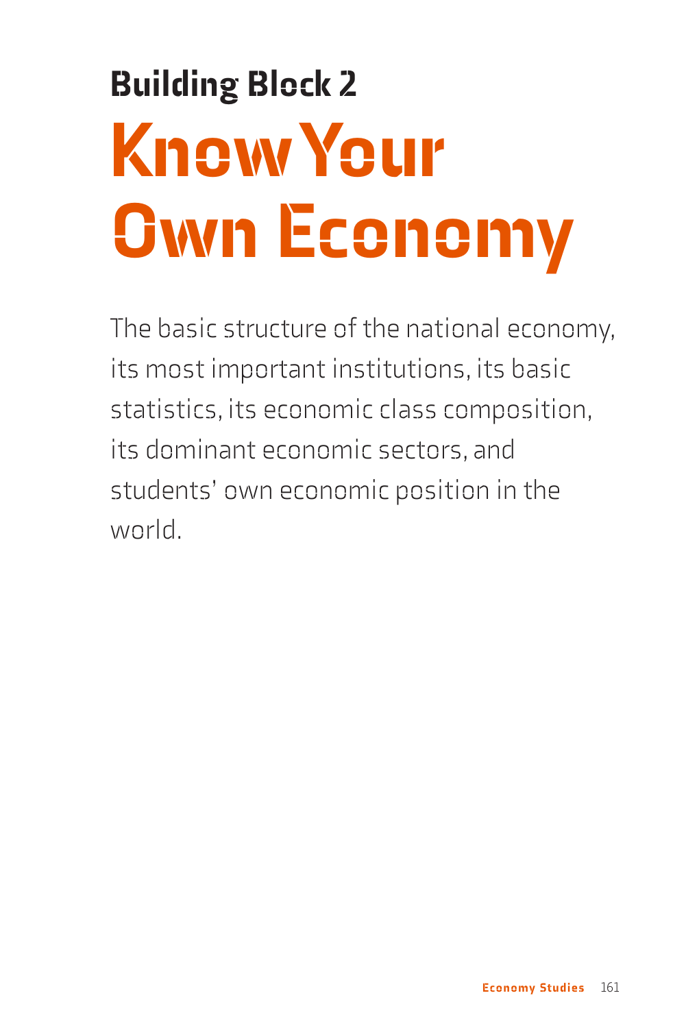## Building Block 2

# Know Your Own Economy

The basic structure of the national economy, its most important institutions, its basic statistics, its economic class composition, its dominant economic sectors, and students' own economic position in the world.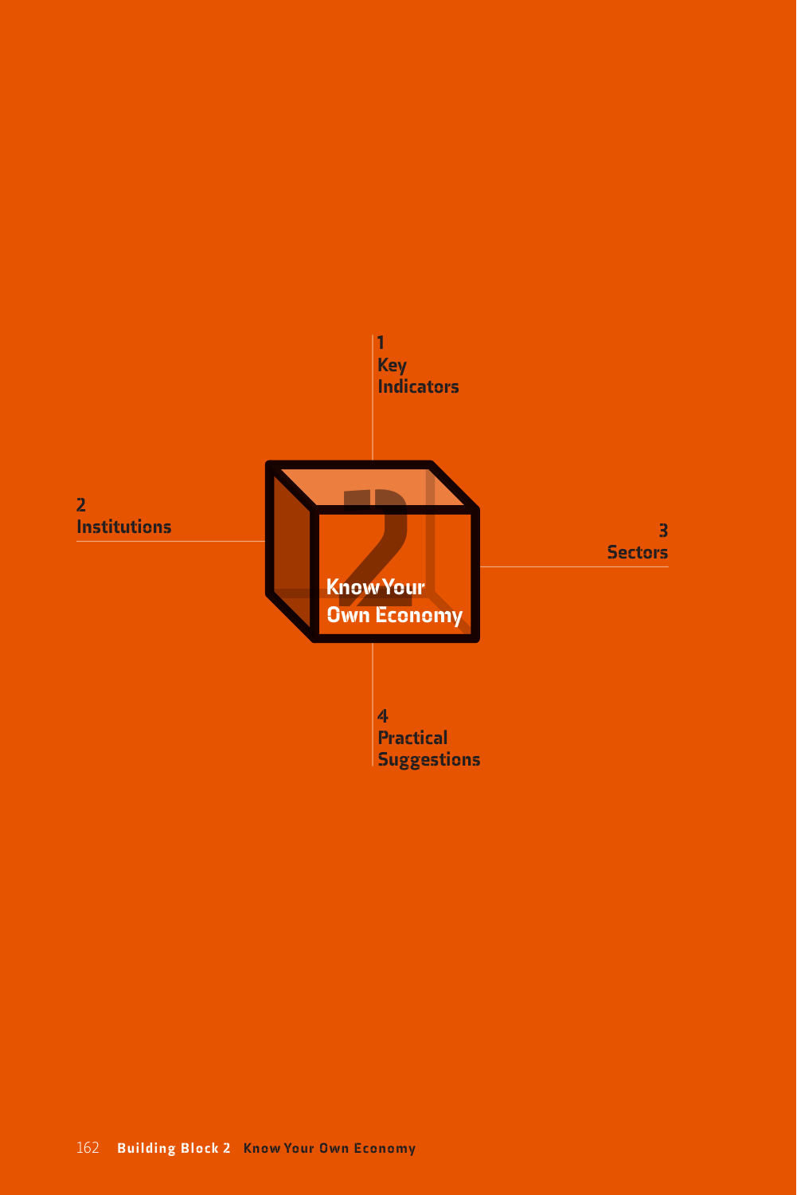# Know Your Own Economy

1 Key Indicators

2 Institutions

3 Sectors

4 Practical Suggestions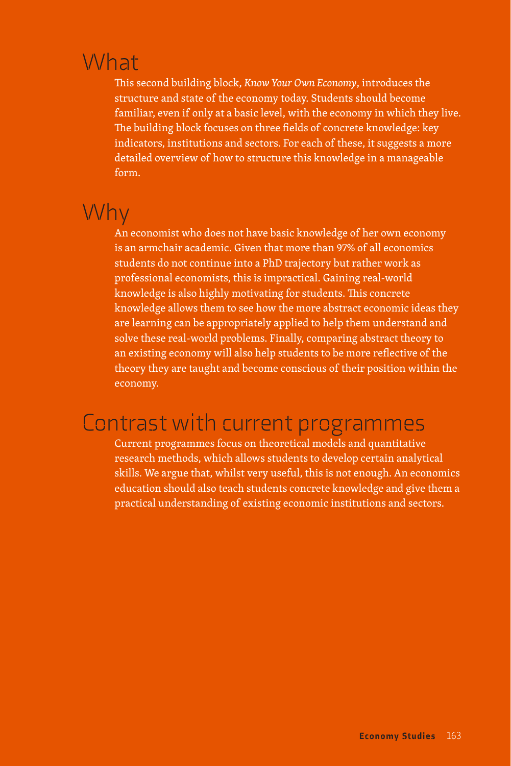## What

This second building block, *Know Your Own Economy*, introduces the structure and state of the economy today. Students should become familiar, even if only at a basic level, with the economy in which they live. The building block focuses on three fields of concrete knowledge: key indicators, institutions and sectors. For each of these, it suggests a more detailed overview of how to structure this knowledge in a manageable form.

## Why

An economist who does not have basic knowledge of her own economy is an armchair academic. Given that more than 97% of all economics students do not continue into a PhD trajectory but rather work as professional economists, this is impractical. Gaining real-world knowledge is also highly motivating for students. This concrete knowledge allows them to see how the more abstract economic ideas they are learning can be appropriately applied to help them understand and solve these real-world problems. Finally, comparing abstract theory to an existing economy will also help students to be more reflective of the theory they are taught and become conscious of their position within the economy.

## Contrast with current programmes

Current programmes focus on theoretical models and quantitative research methods, which allows students to develop certain analytical skills. We argue that, whilst very useful, this is not enough. An economics education should also teach students concrete knowledge and give them a practical understanding of existing economic institutions and sectors.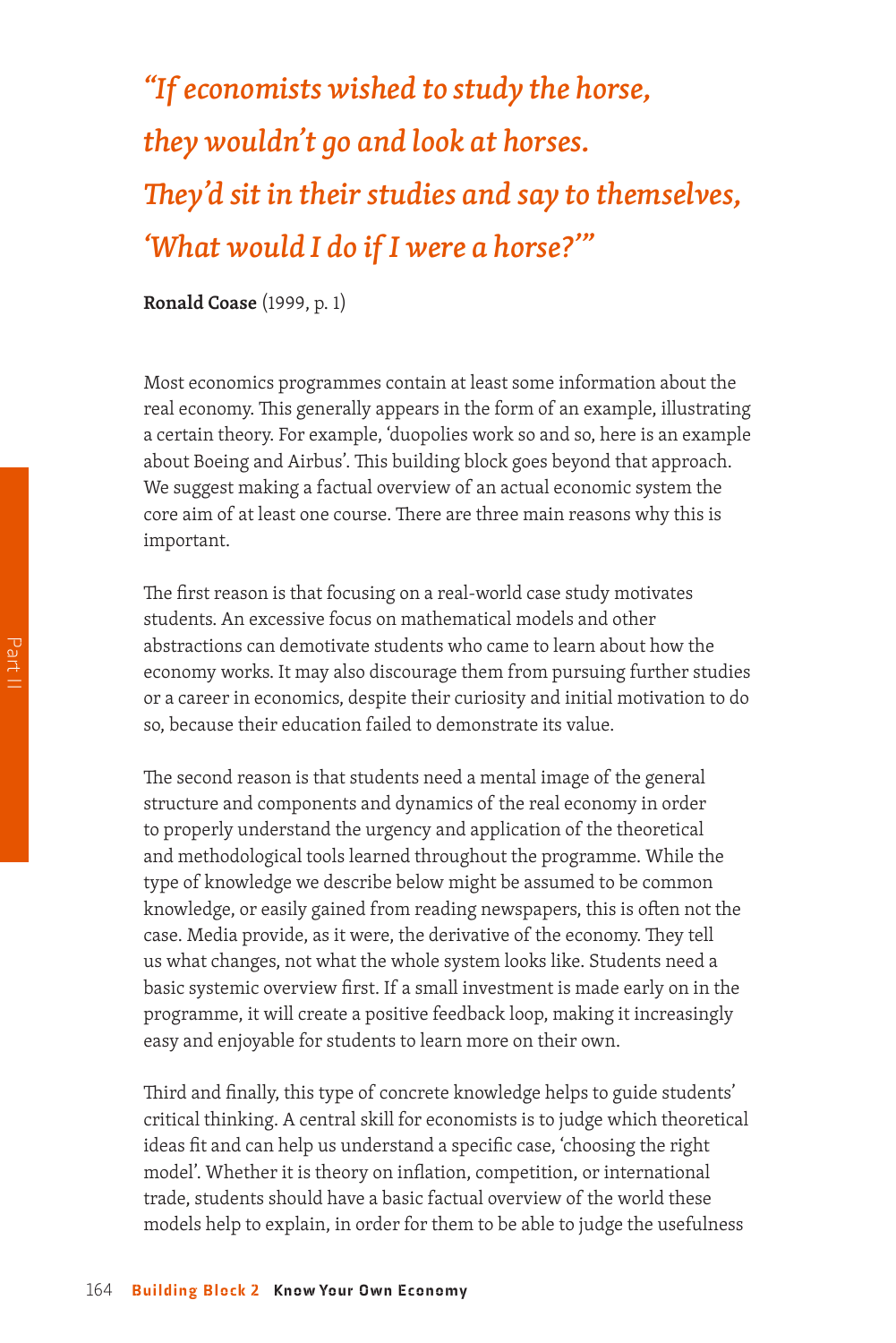*“If economists wished to study the horse, they wouldn’t go and look at horses. They’d sit in their studies and say to themselves, ‘What would I do if I were a horse?’”*

**Ronald Coase** (1999, p. 1)

Most economics programmes contain at least some information about the real economy. This generally appears in the form of an example, illustrating a certain theory. For example, ‘duopolies work so and so, here is an example about Boeing and Airbus’. This building block goes beyond that approach. We suggest making a factual overview of an actual economic system the core aim of at least one course. There are three main reasons why this is important.

The first reason is that focusing on a real-world case study motivates students. An excessive focus on mathematical models and other abstractions can demotivate students who came to learn about how the economy works. It may also discourage them from pursuing further studies or a career in economics, despite their curiosity and initial motivation to do so, because their education failed to demonstrate its value.

The second reason is that students need a mental image of the general structure and components and dynamics of the real economy in order to properly understand the urgency and application of the theoretical and methodological tools learned throughout the programme. While the type of knowledge we describe below might be assumed to be common knowledge, or easily gained from reading newspapers, this is often not the case. Media provide, as it were, the derivative of the economy. They tell us what changes, not what the whole system looks like. Students need a basic systemic overview first. If a small investment is made early on in the programme, it will create a positive feedback loop, making it increasingly easy and enjoyable for students to learn more on their own.

Third and finally, this type of concrete knowledge helps to guide students’ critical thinking. A central skill for economists is to judge which theoretical ideas fit and can help us understand a specific case, ‘choosing the right model’. Whether it is theory on inflation, competition, or international trade, students should have a basic factual overview of the world these models help to explain, in order for them to be able to judge the usefulness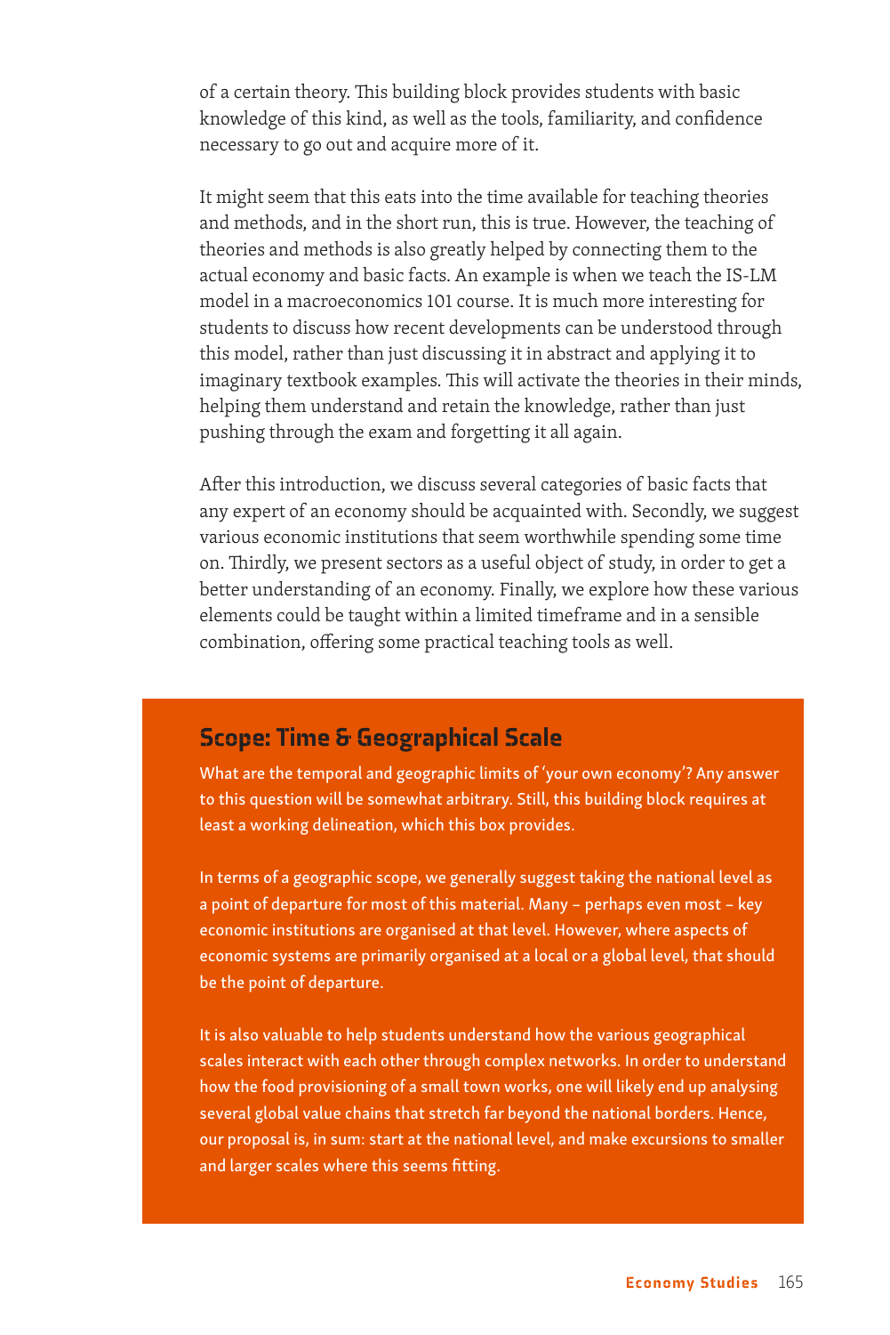of a certain theory. This building block provides students with basic knowledge of this kind, as well as the tools, familiarity, and confidence necessary to go out and acquire more of it.

It might seem that this eats into the time available for teaching theories and methods, and in the short run, this is true. However, the teaching of theories and methods is also greatly helped by connecting them to the actual economy and basic facts. An example is when we teach the IS-LM model in a macroeconomics 101 course. It is much more interesting for students to discuss how recent developments can be understood through this model, rather than just discussing it in abstract and applying it to imaginary textbook examples. This will activate the theories in their minds, helping them understand and retain the knowledge, rather than just pushing through the exam and forgetting it all again.

After this introduction, we discuss several categories of basic facts that any expert of an economy should be acquainted with. Secondly, we suggest various economic institutions that seem worthwhile spending some time on. Thirdly, we present sectors as a useful object of study, in order to get a better understanding of an economy. Finally, we explore how these various elements could be taught within a limited timeframe and in a sensible combination, offering some practical teaching tools as well.

## Scope: Time & Geographical Scale

What are the temporal and geographic limits of 'your own economy'? Any answer to this question will be somewhat arbitrary. Still, this building block requires at least a working delineation, which this box provides.

In terms of a geographic scope, we generally suggest taking the national level as a point of departure for most of this material. Many – perhaps even most – key economic institutions are organised at that level. However, where aspects of economic systems are primarily organised at a local or a global level, that should be the point of departure.

It is also valuable to help students understand how the various geographical scales interact with each other through complex networks. In order to understand how the food provisioning of a small town works, one will likely end up analysing several global value chains that stretch far beyond the national borders. Hence, our proposal is, in sum: start at the national level, and make excursions to smaller and larger scales where this seems fitting.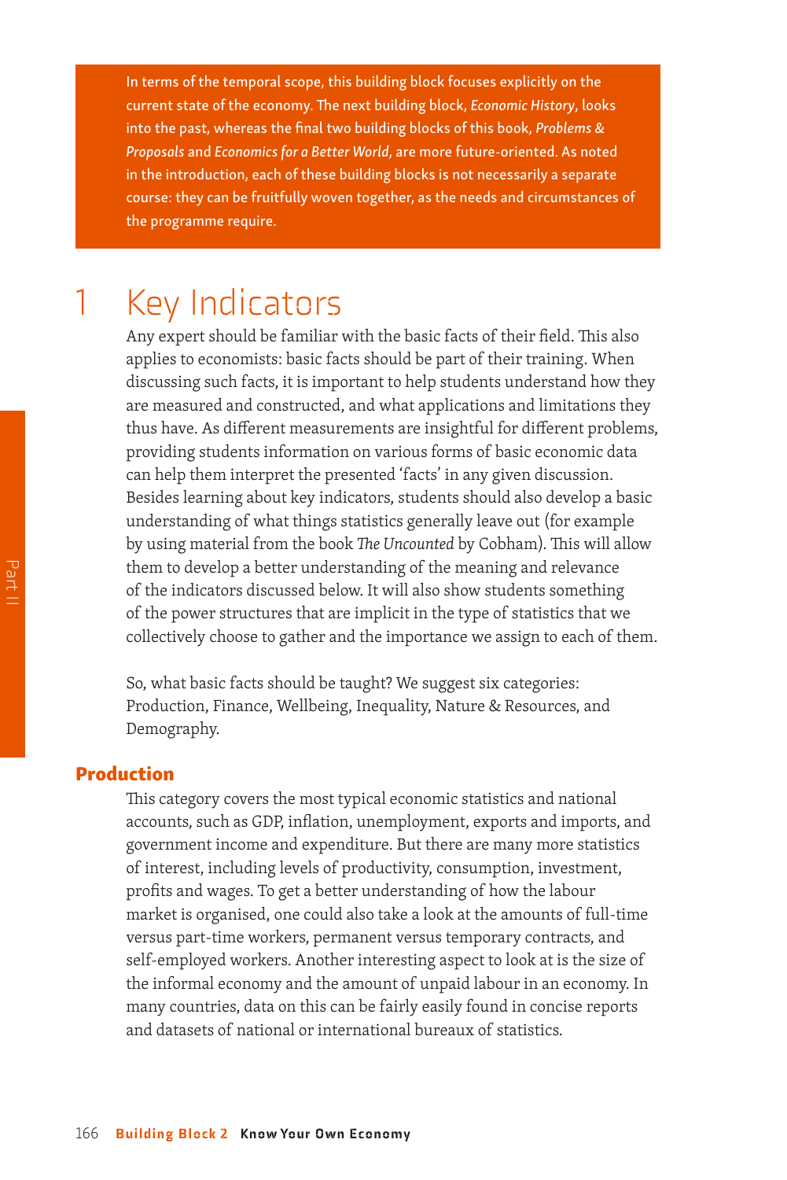In terms of the temporal scope, this building block focuses explicitly on the current state of the economy. The next building block, *Economic History*, looks into the past, whereas the final two building blocks of this book, *Problems & Proposals* and *Economics for a Better World*, are more future-oriented. As noted in the introduction, each of these building blocks is not necessarily a separate course: they can be fruitfully woven together, as the needs and circumstances of the programme require.

# 1 Key Indicators

Any expert should be familiar with the basic facts of their field. This also applies to economists: basic facts should be part of their training. When discussing such facts, it is important to help students understand how they are measured and constructed, and what applications and limitations they thus have. As different measurements are insightful for different problems, providing students information on various forms of basic economic data can help them interpret the presented 'facts' in any given discussion. Besides learning about key indicators, students should also develop a basic understanding of what things statistics generally leave out (for example by using material from the book *The Uncounted* by Cobham). This will allow them to develop a better understanding of the meaning and relevance of the indicators discussed below. It will also show students something of the power structures that are implicit in the type of statistics that we collectively choose to gather and the importance we assign to each of them.

So, what basic facts should be taught? We suggest six categories: Production, Finance, Wellbeing, Inequality, Nature & Resources, and Demography.

## Production

This category covers the most typical economic statistics and national accounts, such as GDP, inflation, unemployment, exports and imports, and government income and expenditure. But there are many more statistics of interest, including levels of productivity, consumption, investment, profits and wages. To get a better understanding of how the labour market is organised, one could also take a look at the amounts of full-time versus part-time workers, permanent versus temporary contracts, and self-employed workers. Another interesting aspect to look at is the size of the informal economy and the amount of unpaid labour in an economy. In many countries, data on this can be fairly easily found in concise reports and datasets of national or international bureaux of statistics.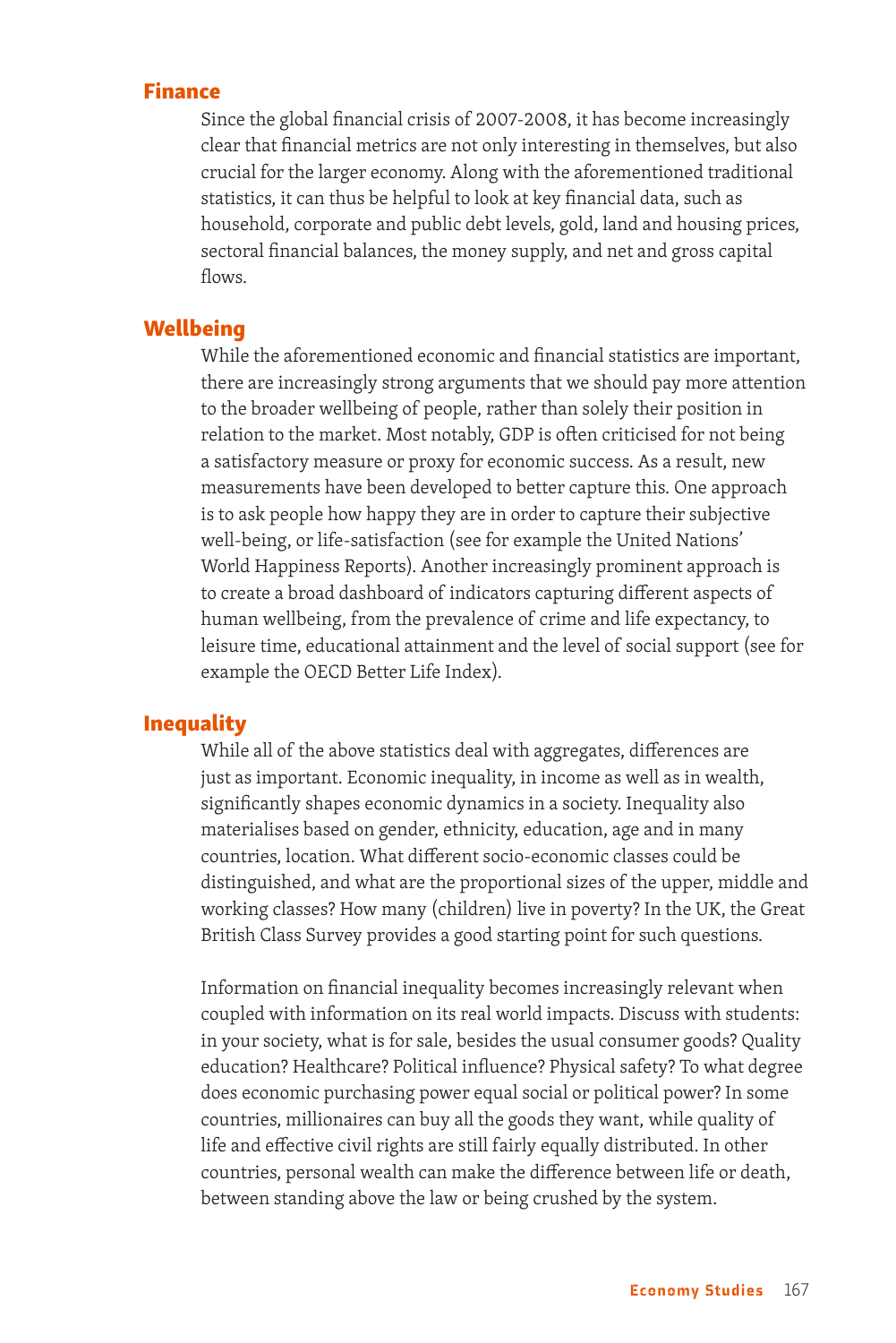### Finance

Since the global financial crisis of 2007-2008, it has become increasingly clear that financial metrics are not only interesting in themselves, but also crucial for the larger economy. Along with the aforementioned traditional statistics, it can thus be helpful to look at key financial data, such as household, corporate and public debt levels, gold, land and housing prices, sectoral financial balances, the money supply, and net and gross capital flows.

### Wellbeing

While the aforementioned economic and financial statistics are important, there are increasingly strong arguments that we should pay more attention to the broader wellbeing of people, rather than solely their position in relation to the market. Most notably, GDP is often criticised for not being a satisfactory measure or proxy for economic success. As a result, new measurements have been developed to better capture this. One approach is to ask people how happy they are in order to capture their subjective well-being, or life-satisfaction (see for example the United Nations' World Happiness Reports). Another increasingly prominent approach is to create a broad dashboard of indicators capturing different aspects of human wellbeing, from the prevalence of crime and life expectancy, to leisure time, educational attainment and the level of social support (see for example the OECD Better Life Index).

### Inequality

While all of the above statistics deal with aggregates, differences are just as important. Economic inequality, in income as well as in wealth, significantly shapes economic dynamics in a society. Inequality also materialises based on gender, ethnicity, education, age and in many countries, location. What different socio-economic classes could be distinguished, and what are the proportional sizes of the upper, middle and working classes? How many (children) live in poverty? In the UK, the Great British Class Survey provides a good starting point for such questions.

Information on financial inequality becomes increasingly relevant when coupled with information on its real world impacts. Discuss with students: in your society, what is for sale, besides the usual consumer goods? Quality education? Healthcare? Political influence? Physical safety? To what degree does economic purchasing power equal social or political power? In some countries, millionaires can buy all the goods they want, while quality of life and effective civil rights are still fairly equally distributed. In other countries, personal wealth can make the difference between life or death, between standing above the law or being crushed by the system.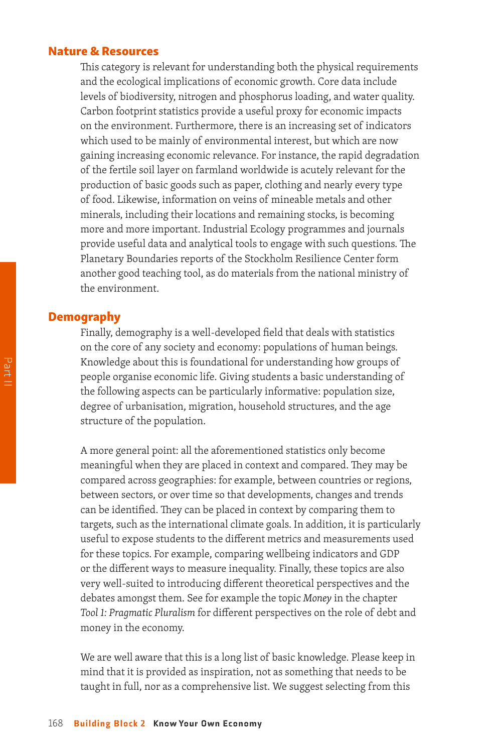## Nature & Resources

This category is relevant for understanding both the physical requirements and the ecological implications of economic growth. Core data include levels of biodiversity, nitrogen and phosphorus loading, and water quality. Carbon footprint statistics provide a useful proxy for economic impacts on the environment. Furthermore, there is an increasing set of indicators which used to be mainly of environmental interest, but which are now gaining increasing economic relevance. For instance, the rapid degradation of the fertile soil layer on farmland worldwide is acutely relevant for the production of basic goods such as paper, clothing and nearly every type of food. Likewise, information on veins of mineable metals and other minerals, including their locations and remaining stocks, is becoming more and more important. Industrial Ecology programmes and journals provide useful data and analytical tools to engage with such questions. The Planetary Boundaries reports of the Stockholm Resilience Center form another good teaching tool, as do materials from the national ministry of the environment.

## Demography

Finally, demography is a well-developed field that deals with statistics on the core of any society and economy: populations of human beings. Knowledge about this is foundational for understanding how groups of people organise economic life. Giving students a basic understanding of the following aspects can be particularly informative: population size, degree of urbanisation, migration, household structures, and the age structure of the population.

A more general point: all the aforementioned statistics only become meaningful when they are placed in context and compared. They may be compared across geographies: for example, between countries or regions, between sectors, or over time so that developments, changes and trends can be identified. They can be placed in context by comparing them to targets, such as the international climate goals. In addition, it is particularly useful to expose students to the different metrics and measurements used for these topics. For example, comparing wellbeing indicators and GDP or the different ways to measure inequality. Finally, these topics are also very well-suited to introducing different theoretical perspectives and the debates amongst them. See for example the topic *Money* in the chapter *Tool 1: Pragmatic Pluralism* for different perspectives on the role of debt and money in the economy.

We are well aware that this is a long list of basic knowledge. Please keep in mind that it is provided as inspiration, not as something that needs to be taught in full, nor as a comprehensive list. We suggest selecting from this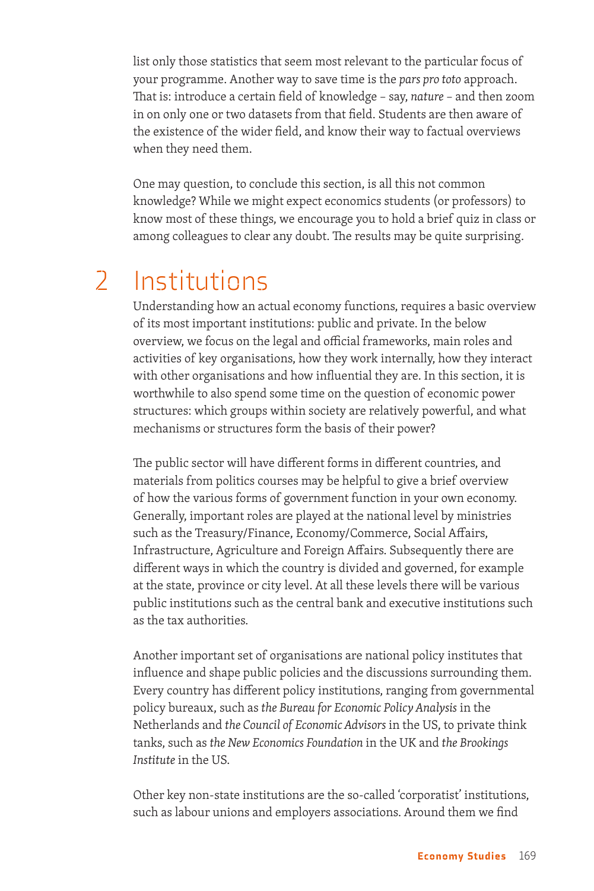list only those statistics that seem most relevant to the particular focus of your programme. Another way to save time is the *pars pro toto* approach. That is: introduce a certain field of knowledge – say, *nature* – and then zoom in on only one or two datasets from that field. Students are then aware of the existence of the wider field, and know their way to factual overviews when they need them.

One may question, to conclude this section, is all this not common knowledge? While we might expect economics students (or professors) to know most of these things, we encourage you to hold a brief quiz in class or among colleagues to clear any doubt. The results may be quite surprising.

## 2 Institutions

Understanding how an actual economy functions, requires a basic overview of its most important institutions: public and private. In the below overview, we focus on the legal and official frameworks, main roles and activities of key organisations, how they work internally, how they interact with other organisations and how influential they are. In this section, it is worthwhile to also spend some time on the question of economic power structures: which groups within society are relatively powerful, and what mechanisms or structures form the basis of their power?

The public sector will have different forms in different countries, and materials from politics courses may be helpful to give a brief overview of how the various forms of government function in your own economy. Generally, important roles are played at the national level by ministries such as the Treasury/Finance, Economy/Commerce, Social Affairs, Infrastructure, Agriculture and Foreign Affairs. Subsequently there are different ways in which the country is divided and governed, for example at the state, province or city level. At all these levels there will be various public institutions such as the central bank and executive institutions such as the tax authorities.

Another important set of organisations are national policy institutes that influence and shape public policies and the discussions surrounding them. Every country has different policy institutions, ranging from governmental policy bureaux, such as *the Bureau for Economic Policy Analysis* in the Netherlands and *the Council of Economic Advisors* in the US, to private think tanks, such as *the New Economics Foundation* in the UK and *the Brookings Institute* in the US.

Other key non-state institutions are the so-called 'corporatist' institutions, such as labour unions and employers associations. Around them we find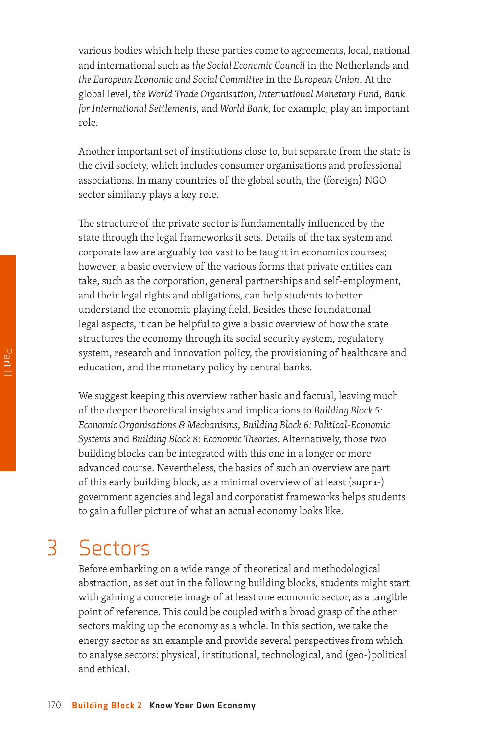various bodies which help these parties come to agreements, local, national and international such as *the Social Economic Council* in the Netherlands and *the European Economic and Social Committee* in the *European Union*. At the global level, *the World Trade Organisation*, *International Monetary Fund*, *Bank for International Settlements*, and *World Bank*, for example, play an important role.

Another important set of institutions close to, but separate from the state is the civil society, which includes consumer organisations and professional associations. In many countries of the global south, the (foreign) NGO sector similarly plays a key role.

The structure of the private sector is fundamentally influenced by the state through the legal frameworks it sets. Details of the tax system and corporate law are arguably too vast to be taught in economics courses; however, a basic overview of the various forms that private entities can take, such as the corporation, general partnerships and self-employment, and their legal rights and obligations, can help students to better understand the economic playing field. Besides these foundational legal aspects, it can be helpful to give a basic overview of how the state structures the economy through its social security system, regulatory system, research and innovation policy, the provisioning of healthcare and education, and the monetary policy by central banks.

We suggest keeping this overview rather basic and factual, leaving much of the deeper theoretical insights and implications to *Building Block 5: Economic Organisations & Mechanisms*, *Building Block 6: Political-Economic Systems* and *Building Block 8: Economic Theories*. Alternatively, those two building blocks can be integrated with this one in a longer or more advanced course. Nevertheless, the basics of such an overview are part of this early building block, as a minimal overview of at least (supra-) government agencies and legal and corporatist frameworks helps students to gain a fuller picture of what an actual economy looks like.

## 3 Sectors

Before embarking on a wide range of theoretical and methodological abstraction, as set out in the following building blocks, students might start with gaining a concrete image of at least one economic sector, as a tangible point of reference. This could be coupled with a broad grasp of the other sectors making up the economy as a whole. In this section, we take the energy sector as an example and provide several perspectives from which to analyse sectors: physical, institutional, technological, and (geo-)political and ethical.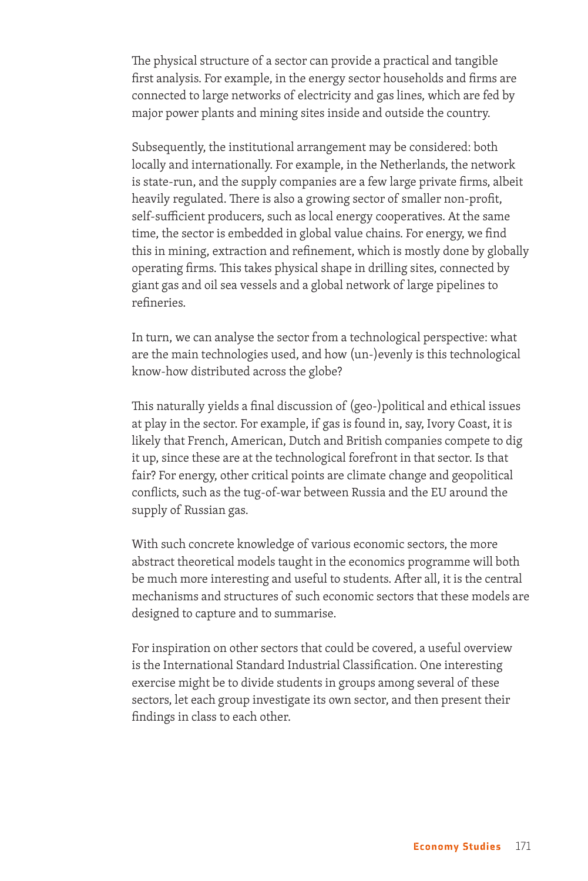The physical structure of a sector can provide a practical and tangible first analysis. For example, in the energy sector households and firms are connected to large networks of electricity and gas lines, which are fed by major power plants and mining sites inside and outside the country.

Subsequently, the institutional arrangement may be considered: both locally and internationally. For example, in the Netherlands, the network is state-run, and the supply companies are a few large private firms, albeit heavily regulated. There is also a growing sector of smaller non-profit, self-sufficient producers, such as local energy cooperatives. At the same time, the sector is embedded in global value chains. For energy, we find this in mining, extraction and refinement, which is mostly done by globally operating firms. This takes physical shape in drilling sites, connected by giant gas and oil sea vessels and a global network of large pipelines to refineries.

In turn, we can analyse the sector from a technological perspective: what are the main technologies used, and how (un-)evenly is this technological know-how distributed across the globe?

This naturally yields a final discussion of (geo-)political and ethical issues at play in the sector. For example, if gas is found in, say, Ivory Coast, it is likely that French, American, Dutch and British companies compete to dig it up, since these are at the technological forefront in that sector. Is that fair? For energy, other critical points are climate change and geopolitical conflicts, such as the tug-of-war between Russia and the EU around the supply of Russian gas.

With such concrete knowledge of various economic sectors, the more abstract theoretical models taught in the economics programme will both be much more interesting and useful to students. After all, it is the central mechanisms and structures of such economic sectors that these models are designed to capture and to summarise.

For inspiration on other sectors that could be covered, a useful overview is the International Standard Industrial Classification. One interesting exercise might be to divide students in groups among several of these sectors, let each group investigate its own sector, and then present their findings in class to each other.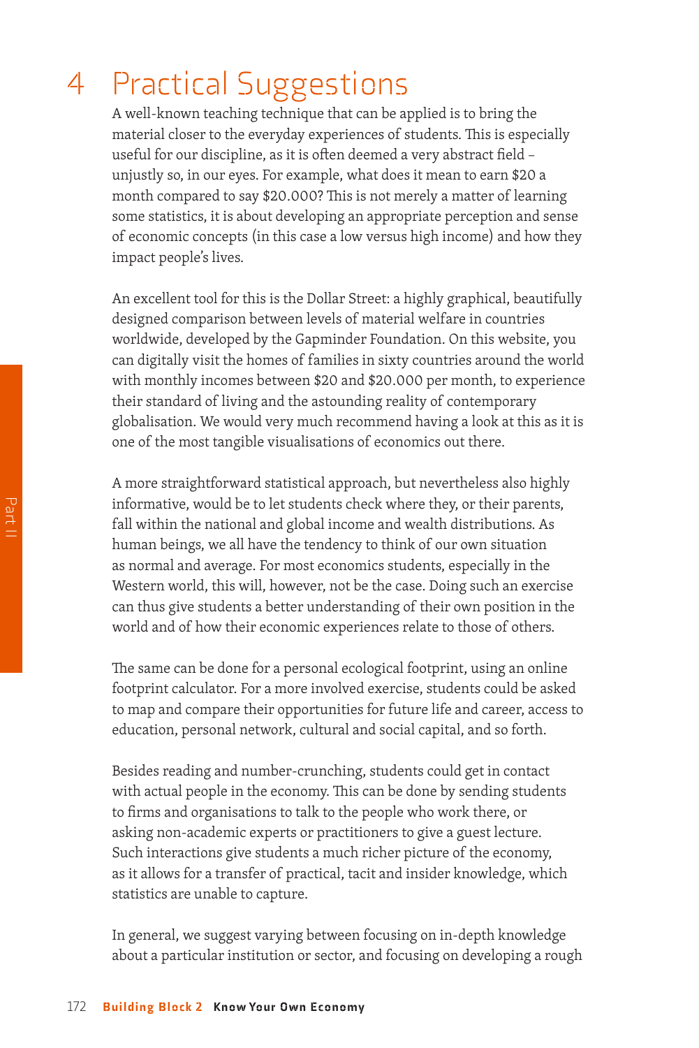# 4 Practical Suggestions

A well-known teaching technique that can be applied is to bring the material closer to the everyday experiences of students. This is especially useful for our discipline, as it is often deemed a very abstract field – unjustly so, in our eyes. For example, what does it mean to earn $20 a month compared to say $20.000? This is not merely a matter of learning some statistics, it is about developing an appropriate perception and sense of economic concepts (in this case a low versus high income) and how they impact people's lives.

An excellent tool for this is the Dollar Street: a highly graphical, beautifully designed comparison between levels of material welfare in countries worldwide, developed by the Gapminder Foundation. On this website, you can digitally visit the homes of families in sixty countries around the world with monthly incomes between $20 and $20.000 per month, to experience their standard of living and the astounding reality of contemporary globalisation. We would very much recommend having a look at this as it is one of the most tangible visualisations of economics out there.

A more straightforward statistical approach, but nevertheless also highly informative, would be to let students check where they, or their parents, fall within the national and global income and wealth distributions. As human beings, we all have the tendency to think of our own situation as normal and average. For most economics students, especially in the Western world, this will, however, not be the case. Doing such an exercise can thus give students a better understanding of their own position in the world and of how their economic experiences relate to those of others.

The same can be done for a personal ecological footprint, using an online footprint calculator. For a more involved exercise, students could be asked to map and compare their opportunities for future life and career, access to education, personal network, cultural and social capital, and so forth.

Besides reading and number-crunching, students could get in contact with actual people in the economy. This can be done by sending students to firms and organisations to talk to the people who work there, or asking non-academic experts or practitioners to give a guest lecture. Such interactions give students a much richer picture of the economy, as it allows for a transfer of practical, tacit and insider knowledge, which statistics are unable to capture.

In general, we suggest varying between focusing on in-depth knowledge about a particular institution or sector, and focusing on developing a rough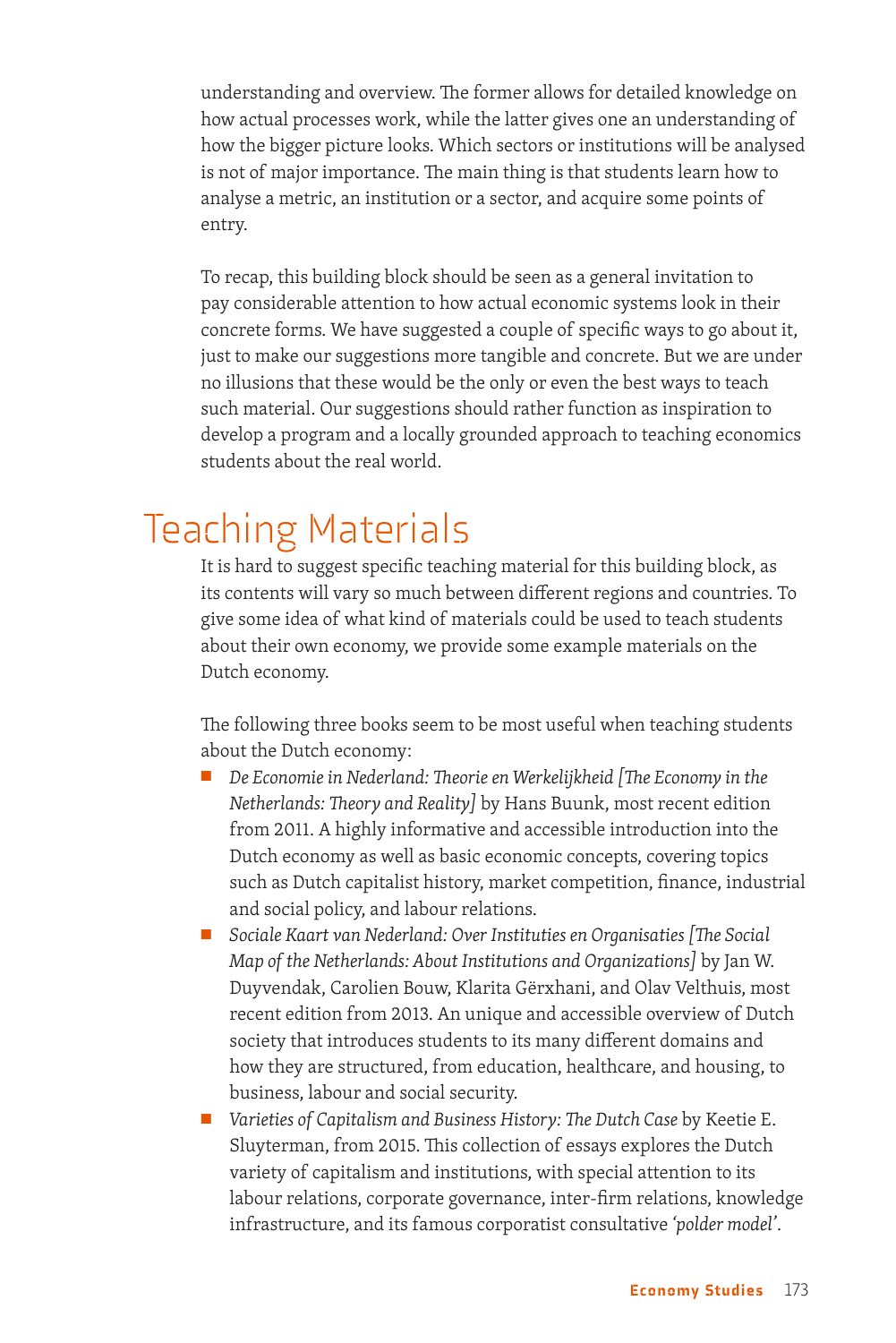understanding and overview. The former allows for detailed knowledge on how actual processes work, while the latter gives one an understanding of how the bigger picture looks. Which sectors or institutions will be analysed is not of major importance. The main thing is that students learn how to analyse a metric, an institution or a sector, and acquire some points of entry.

To recap, this building block should be seen as a general invitation to pay considerable attention to how actual economic systems look in their concrete forms. We have suggested a couple of specific ways to go about it, just to make our suggestions more tangible and concrete. But we are under no illusions that these would be the only or even the best ways to teach such material. Our suggestions should rather function as inspiration to develop a program and a locally grounded approach to teaching economics students about the real world.

## Teaching Materials

It is hard to suggest specific teaching material for this building block, as its contents will vary so much between different regions and countries. To give some idea of what kind of materials could be used to teach students about their own economy, we provide some example materials on the Dutch economy.

The following three books seem to be most useful when teaching students about the Dutch economy:

- *De Economie in Nederland: Theorie en Werkelijkheid [The Economy in the Netherlands: Theory and Reality]* by Hans Buunk, most recent edition from 2011. A highly informative and accessible introduction into the Dutch economy as well as basic economic concepts, covering topics such as Dutch capitalist history, market competition, finance, industrial and social policy, and labour relations.
- *Sociale Kaart van Nederland: Over Instituties en Organisaties [The Social Map of the Netherlands: About Institutions and Organizations]* by Jan W. Duyvendak, Carolien Bouw, Klarita Gërxhani, and Olav Velthuis, most recent edition from 2013. An unique and accessible overview of Dutch society that introduces students to its many different domains and how they are structured, from education, healthcare, and housing, to business, labour and social security.
- *Varieties of Capitalism and Business History: The Dutch Case* by Keetie E. Sluyterman, from 2015. This collection of essays explores the Dutch variety of capitalism and institutions, with special attention to its labour relations, corporate governance, inter-firm relations, knowledge infrastructure, and its famous corporatist consultative *'polder model'*.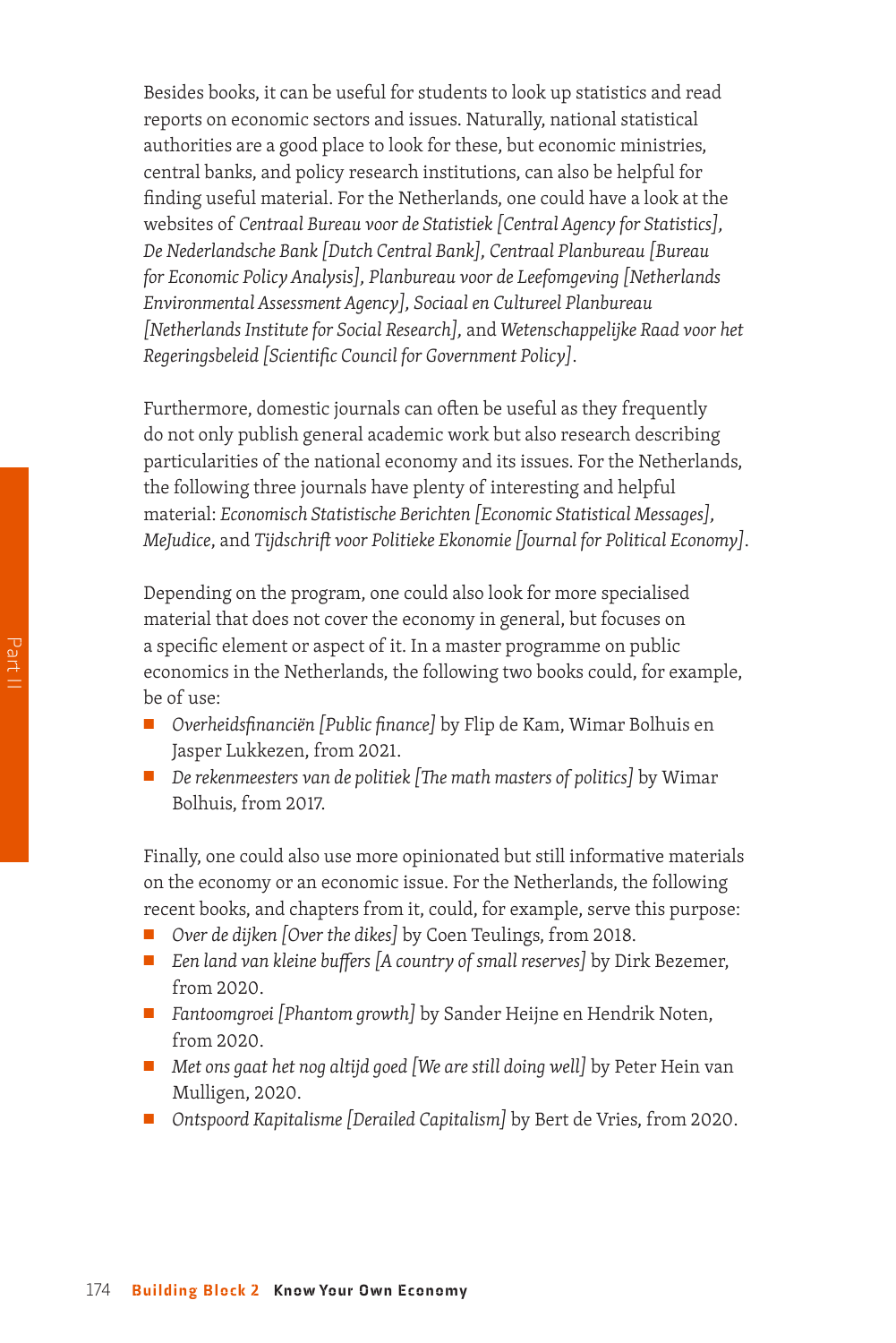Besides books, it can be useful for students to look up statistics and read reports on economic sectors and issues. Naturally, national statistical authorities are a good place to look for these, but economic ministries, central banks, and policy research institutions, can also be helpful for finding useful material. For the Netherlands, one could have a look at the websites of *Centraal Bureau voor de Statistiek [Central Agency for Statistics]*, *De Nederlandsche Bank [Dutch Central Bank]*, *Centraal Planbureau [Bureau for Economic Policy Analysis]*, *Planbureau voor de Leefomgeving [Netherlands Environmental Assessment Agency]*, *Sociaal en Cultureel Planbureau [Netherlands Institute for Social Research]*, and *Wetenschappelijke Raad voor het Regeringsbeleid [Scientific Council for Government Policy]*.

Furthermore, domestic journals can often be useful as they frequently do not only publish general academic work but also research describing particularities of the national economy and its issues. For the Netherlands, the following three journals have plenty of interesting and helpful material: *Economisch Statistische Berichten [Economic Statistical Messages]*, *MeJudice*, and *Tijdschrift voor Politieke Ekonomie [Journal for Political Economy]*.

Depending on the program, one could also look for more specialised material that does not cover the economy in general, but focuses on a specific element or aspect of it. In a master programme on public economics in the Netherlands, the following two books could, for example, be of use:

- *Overheidsfinanciën [Public finance]* by Flip de Kam, Wimar Bolhuis en Jasper Lukkezen, from 2021.
- *De rekenmeesters van de politiek [The math masters of politics]* by Wimar Bolhuis, from 2017.

Finally, one could also use more opinionated but still informative materials on the economy or an economic issue. For the Netherlands, the following recent books, and chapters from it, could, for example, serve this purpose:

- *Over de dijken [Over the dikes]* by Coen Teulings, from 2018.
- *Een land van kleine buffers [A country of small reserves]* by Dirk Bezemer, from 2020.
- *Fantoomgroei [Phantom growth]* by Sander Heijne en Hendrik Noten, from 2020.
- *Met ons gaat het nog altijd goed [We are still doing well]* by Peter Hein van Mulligen, 2020.
- *Ontspoord Kapitalisme [Derailed Capitalism]* by Bert de Vries, from 2020.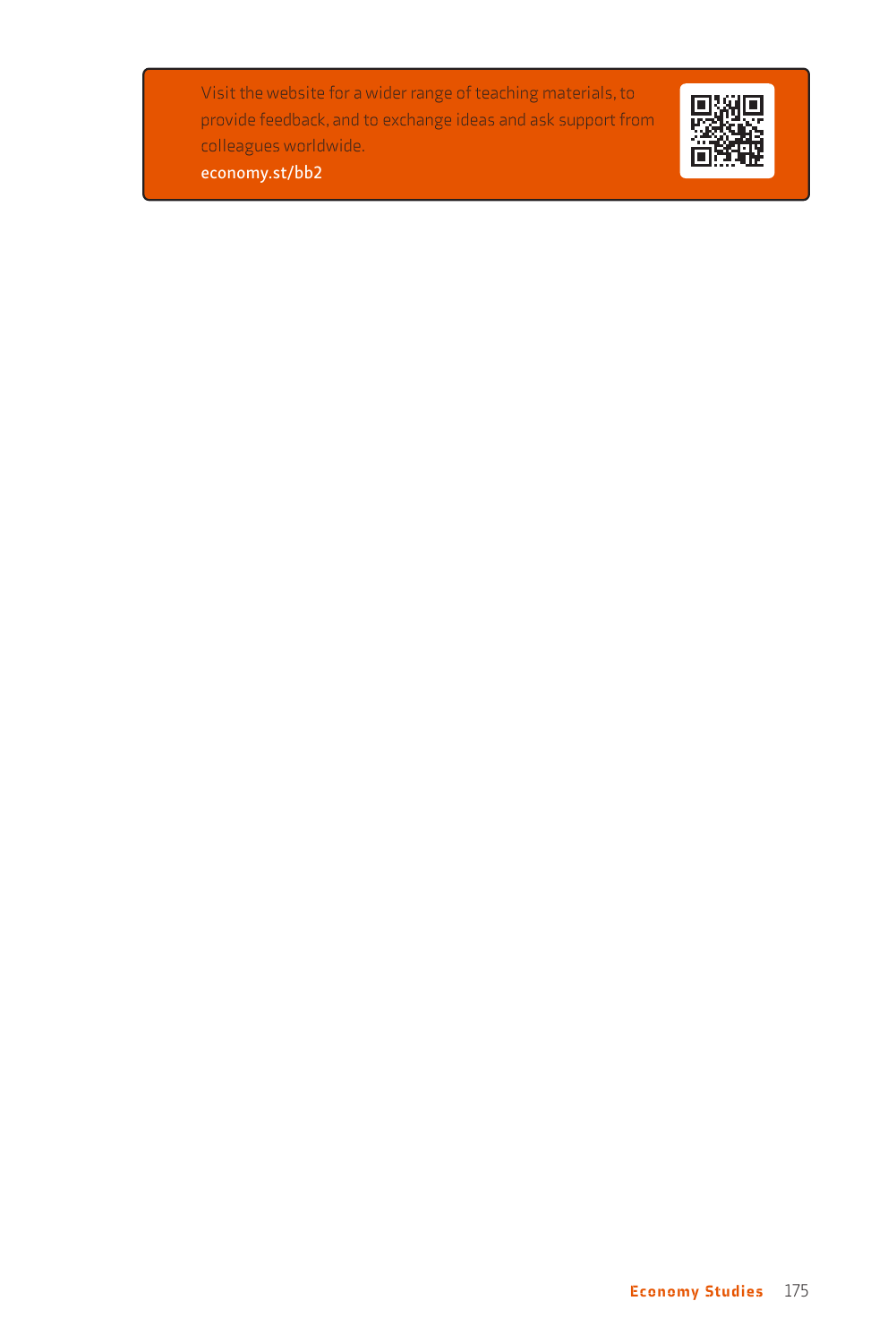Visit the website for a wider range of teaching materials, to provide feedback, and to exchange ideas and ask support from colleagues worldwide.
economy.st/bb2